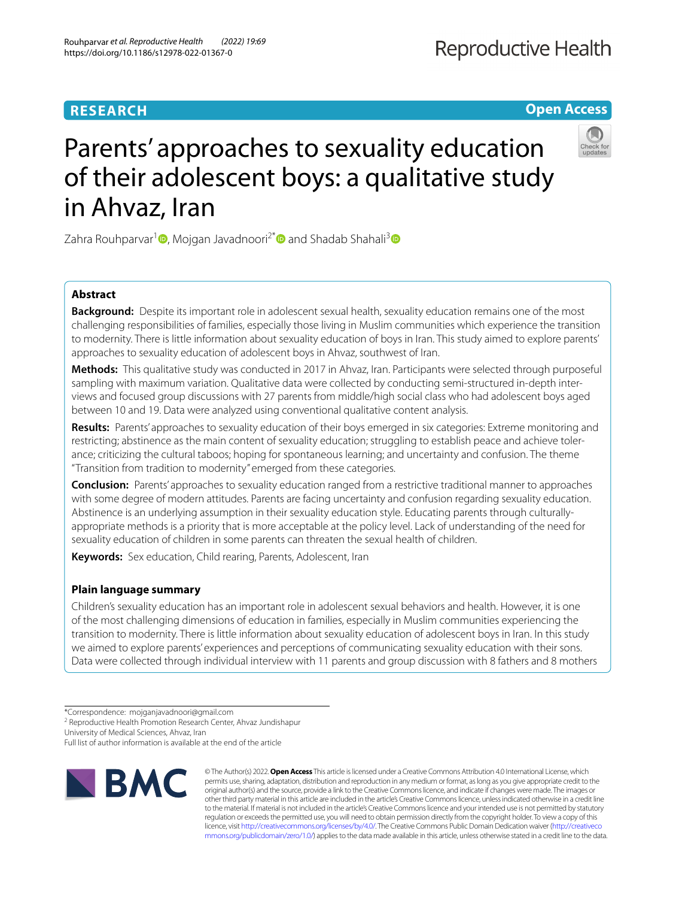RESEARCH

Open Access

# Parents' approaches to sexuality education of their adolescent boys: a qualitative study in Ahvaz, Iran

Zahra Rouhparvar[1], Mojgan Javadnoori[2*] and Shadab Shahali[3]

## Abstract

**Background:** Despite its important role in adolescent sexual health, sexuality education remains one of the most challenging responsibilities of families, especially those living in Muslim communities which experience the transition to modernity. There is little information about sexuality education of boys in Iran. This study aimed to explore parents' approaches to sexuality education of adolescent boys in Ahvaz, southwest of Iran.

**Methods:** This qualitative study was conducted in 2017 in Ahvaz, Iran. Participants were selected through purposeful sampling with maximum variation. Qualitative data were collected by conducting semi-structured in-depth interviews and focused group discussions with 27 parents from middle/high social class who had adolescent boys aged between 10 and 19. Data were analyzed using conventional qualitative content analysis.

**Results:** Parents' approaches to sexuality education of their boys emerged in six categories: Extreme monitoring and restricting; abstinence as the main content of sexuality education; struggling to establish peace and achieve tolerance; criticizing the cultural taboos; hoping for spontaneous learning; and uncertainty and confusion. The theme "Transition from tradition to modernity" emerged from these categories.

**Conclusion:** Parents' approaches to sexuality education ranged from a restrictive traditional manner to approaches with some degree of modern attitudes. Parents are facing uncertainty and confusion regarding sexuality education. Abstinence is an underlying assumption in their sexuality education style. Educating parents through culturally-appropriate methods is a priority that is more acceptable at the policy level. Lack of understanding of the need for sexuality education of children in some parents can threaten the sexual health of children.

**Keywords:** Sex education, Child rearing, Parents, Adolescent, Iran

## Plain language summary

Children's sexuality education has an important role in adolescent sexual behaviors and health. However, it is one of the most challenging dimensions of education in families, especially in Muslim communities experiencing the transition to modernity. There is little information about sexuality education of adolescent boys in Iran. In this study we aimed to explore parents' experiences and perceptions of communicating sexuality education with their sons. Data were collected through individual interview with 11 parents and group discussion with 8 fathers and 8 mothers

*Correspondence: mojganjavadnoori@gmail.com

[2] Reproductive Health Promotion Research Center, Ahvaz Jundishapur University of Medical Sciences, Ahvaz, Iran

Full list of author information is available at the end of the article

© The Author(s) 2022. **Open Access** This article is licensed under a Creative Commons Attribution 4.0 International License, which permits use, sharing, adaptation, distribution and reproduction in any medium or format, as long as you give appropriate credit to the original author(s) and the source, provide a link to the Creative Commons licence, and indicate if changes were made. The images or other third party material in this article are included in the article's Creative Commons licence, unless indicated otherwise in a credit line to the material. If material is not included in the article's Creative Commons licence and your intended use is not permitted by statutory regulation or exceeds the permitted use, you will need to obtain permission directly from the copyright holder. To view a copy of this licence, visit http://creativecommons.org/licenses/by/4.0/. The Creative Commons Public Domain Dedication waiver (http://creativecommons.org/publicdomain/zero/1.0/) applies to the data made available in this article, unless otherwise stated in a credit line to the data.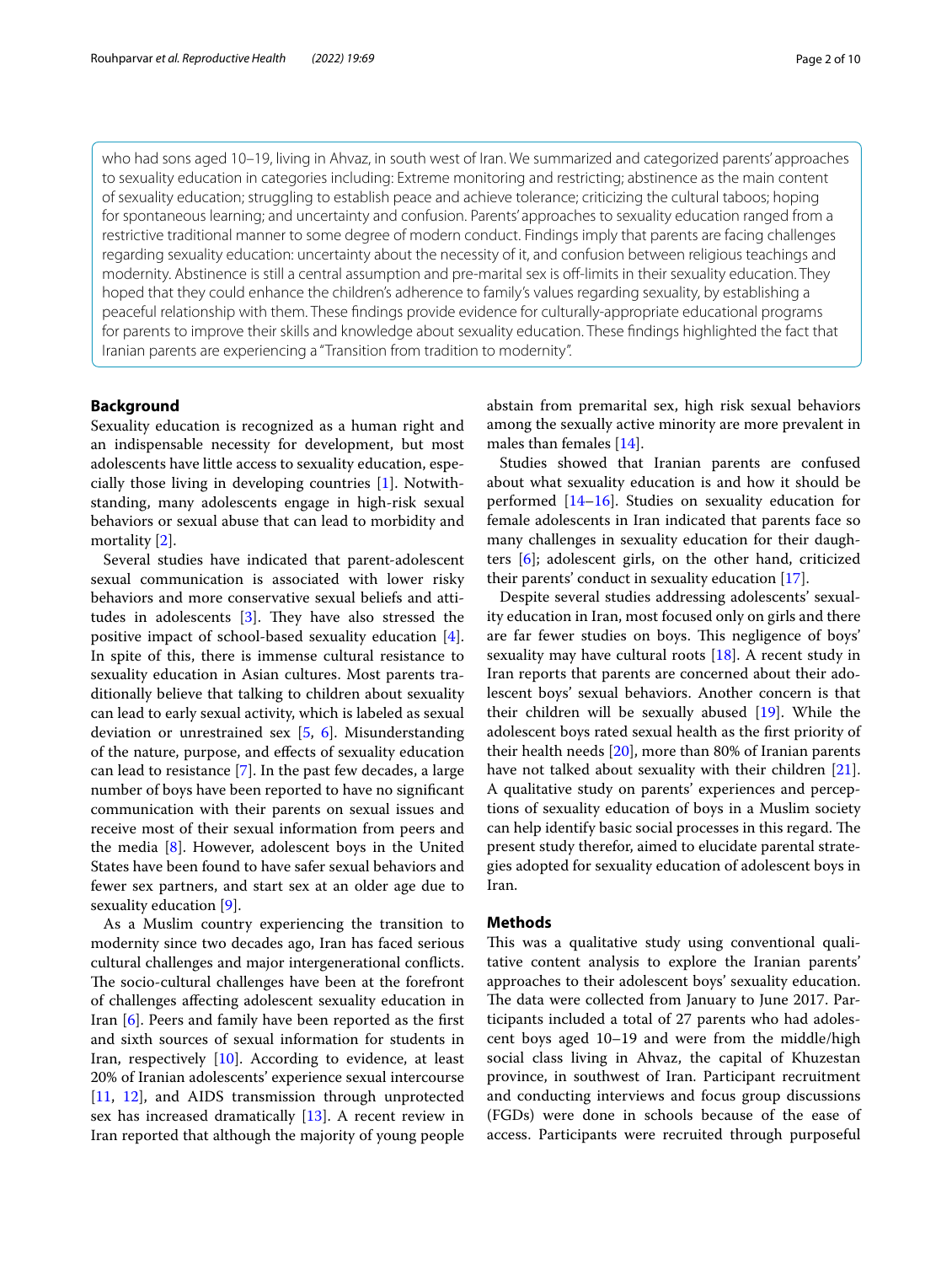who had sons aged 10–19, living in Ahvaz, in south west of Iran. We summarized and categorized parents' approaches to sexuality education in categories including: Extreme monitoring and restricting; abstinence as the main content of sexuality education; struggling to establish peace and achieve tolerance; criticizing the cultural taboos; hoping for spontaneous learning; and uncertainty and confusion. Parents' approaches to sexuality education ranged from a restrictive traditional manner to some degree of modern conduct. Findings imply that parents are facing challenges regarding sexuality education: uncertainty about the necessity of it, and confusion between religious teachings and modernity. Abstinence is still a central assumption and pre-marital sex is off-limits in their sexuality education. They hoped that they could enhance the children's adherence to family's values regarding sexuality, by establishing a peaceful relationship with them. These findings provide evidence for culturally-appropriate educational programs for parents to improve their skills and knowledge about sexuality education. These findings highlighted the fact that Iranian parents are experiencing a "Transition from tradition to modernity".

## Background

Sexuality education is recognized as a human right and an indispensable necessity for development, but most adolescents have little access to sexuality education, especially those living in developing countries [1]. Notwithstanding, many adolescents engage in high-risk sexual behaviors or sexual abuse that can lead to morbidity and mortality [2].

Several studies have indicated that parent-adolescent sexual communication is associated with lower risky behaviors and more conservative sexual beliefs and attitudes in adolescents [3]. They have also stressed the positive impact of school-based sexuality education [4]. In spite of this, there is immense cultural resistance to sexuality education in Asian cultures. Most parents traditionally believe that talking to children about sexuality can lead to early sexual activity, which is labeled as sexual deviation or unrestrained sex [5, 6]. Misunderstanding of the nature, purpose, and effects of sexuality education can lead to resistance [7]. In the past few decades, a large number of boys have been reported to have no significant communication with their parents on sexual issues and receive most of their sexual information from peers and the media [8]. However, adolescent boys in the United States have been found to have safer sexual behaviors and fewer sex partners, and start sex at an older age due to sexuality education [9].

As a Muslim country experiencing the transition to modernity since two decades ago, Iran has faced serious cultural challenges and major intergenerational conflicts. The socio-cultural challenges have been at the forefront of challenges affecting adolescent sexuality education in Iran [6]. Peers and family have been reported as the first and sixth sources of sexual information for students in Iran, respectively [10]. According to evidence, at least 20% of Iranian adolescents' experience sexual intercourse [11, 12], and AIDS transmission through unprotected sex has increased dramatically [13]. A recent review in Iran reported that although the majority of young people abstain from premarital sex, high risk sexual behaviors among the sexually active minority are more prevalent in males than females [14].

Studies showed that Iranian parents are confused about what sexuality education is and how it should be performed [14–16]. Studies on sexuality education for female adolescents in Iran indicated that parents face so many challenges in sexuality education for their daughters [6]; adolescent girls, on the other hand, criticized their parents' conduct in sexuality education [17].

Despite several studies addressing adolescents' sexuality education in Iran, most focused only on girls and there are far fewer studies on boys. This negligence of boys' sexuality may have cultural roots [18]. A recent study in Iran reports that parents are concerned about their adolescent boys' sexual behaviors. Another concern is that their children will be sexually abused [19]. While the adolescent boys rated sexual health as the first priority of their health needs [20], more than 80% of Iranian parents have not talked about sexuality with their children [21]. A qualitative study on parents' experiences and perceptions of sexuality education of boys in a Muslim society can help identify basic social processes in this regard. The present study therefor, aimed to elucidate parental strategies adopted for sexuality education of adolescent boys in Iran.

## Methods

This was a qualitative study using conventional qualitative content analysis to explore the Iranian parents' approaches to their adolescent boys' sexuality education. The data were collected from January to June 2017. Participants included a total of 27 parents who had adolescent boys aged 10–19 and were from the middle/high social class living in Ahvaz, the capital of Khuzestan province, in southwest of Iran. Participant recruitment and conducting interviews and focus group discussions (FGDs) were done in schools because of the ease of access. Participants were recruited through purposeful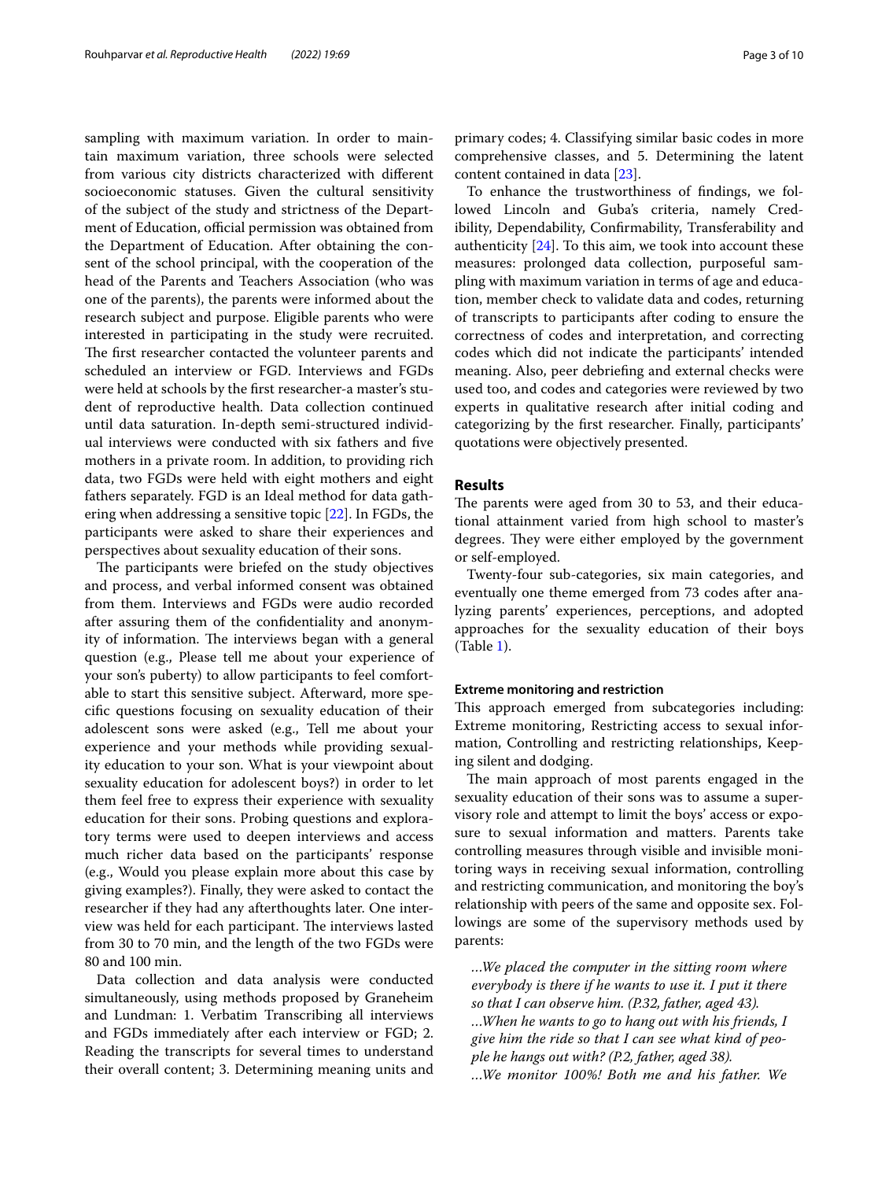sampling with maximum variation. In order to maintain maximum variation, three schools were selected from various city districts characterized with different socioeconomic statuses. Given the cultural sensitivity of the subject of the study and strictness of the Department of Education, official permission was obtained from the Department of Education. After obtaining the consent of the school principal, with the cooperation of the head of the Parents and Teachers Association (who was one of the parents), the parents were informed about the research subject and purpose. Eligible parents who were interested in participating in the study were recruited. The first researcher contacted the volunteer parents and scheduled an interview or FGD. Interviews and FGDs were held at schools by the first researcher-a master's student of reproductive health. Data collection continued until data saturation. In-depth semi-structured individual interviews were conducted with six fathers and five mothers in a private room. In addition, to providing rich data, two FGDs were held with eight mothers and eight fathers separately. FGD is an Ideal method for data gathering when addressing a sensitive topic [22]. In FGDs, the participants were asked to share their experiences and perspectives about sexuality education of their sons.

The participants were briefed on the study objectives and process, and verbal informed consent was obtained from them. Interviews and FGDs were audio recorded after assuring them of the confidentiality and anonymity of information. The interviews began with a general question (e.g., Please tell me about your experience of your son's puberty) to allow participants to feel comfortable to start this sensitive subject. Afterward, more specific questions focusing on sexuality education of their adolescent sons were asked (e.g., Tell me about your experience and your methods while providing sexuality education to your son. What is your viewpoint about sexuality education for adolescent boys?) in order to let them feel free to express their experience with sexuality education for their sons. Probing questions and exploratory terms were used to deepen interviews and access much richer data based on the participants' response (e.g., Would you please explain more about this case by giving examples?). Finally, they were asked to contact the researcher if they had any afterthoughts later. One interview was held for each participant. The interviews lasted from 30 to 70 min, and the length of the two FGDs were 80 and 100 min.

Data collection and data analysis were conducted simultaneously, using methods proposed by Graneheim and Lundman: 1. Verbatim Transcribing all interviews and FGDs immediately after each interview or FGD; 2. Reading the transcripts for several times to understand their overall content; 3. Determining meaning units and primary codes; 4. Classifying similar basic codes in more comprehensive classes, and 5. Determining the latent content contained in data [23].

To enhance the trustworthiness of findings, we followed Lincoln and Guba's criteria, namely Credibility, Dependability, Confirmability, Transferability and authenticity [24]. To this aim, we took into account these measures: prolonged data collection, purposeful sampling with maximum variation in terms of age and education, member check to validate data and codes, returning of transcripts to participants after coding to ensure the correctness of codes and interpretation, and correcting codes which did not indicate the participants' intended meaning. Also, peer debriefing and external checks were used too, and codes and categories were reviewed by two experts in qualitative research after initial coding and categorizing by the first researcher. Finally, participants' quotations were objectively presented.

## Results

The parents were aged from 30 to 53, and their educational attainment varied from high school to master's degrees. They were either employed by the government or self-employed.

Twenty-four sub-categories, six main categories, and eventually one theme emerged from 73 codes after analyzing parents' experiences, perceptions, and adopted approaches for the sexuality education of their boys (Table 1).

### Extreme monitoring and restriction

This approach emerged from subcategories including: Extreme monitoring, Restricting access to sexual information, Controlling and restricting relationships, Keeping silent and dodging.

The main approach of most parents engaged in the sexuality education of their sons was to assume a supervisory role and attempt to limit the boys' access or exposure to sexual information and matters. Parents take controlling measures through visible and invisible monitoring ways in receiving sexual information, controlling and restricting communication, and monitoring the boy's relationship with peers of the same and opposite sex. Followings are some of the supervisory methods used by parents:

> *…We placed the computer in the sitting room where everybody is there if he wants to use it. I put it there so that I can observe him. (P.32, father, aged 43).*
>
> *…When he wants to go to hang out with his friends, I give him the ride so that I can see what kind of people he hangs out with? (P.2, father, aged 38).*
>
> *…We monitor 100%! Both me and his father. We*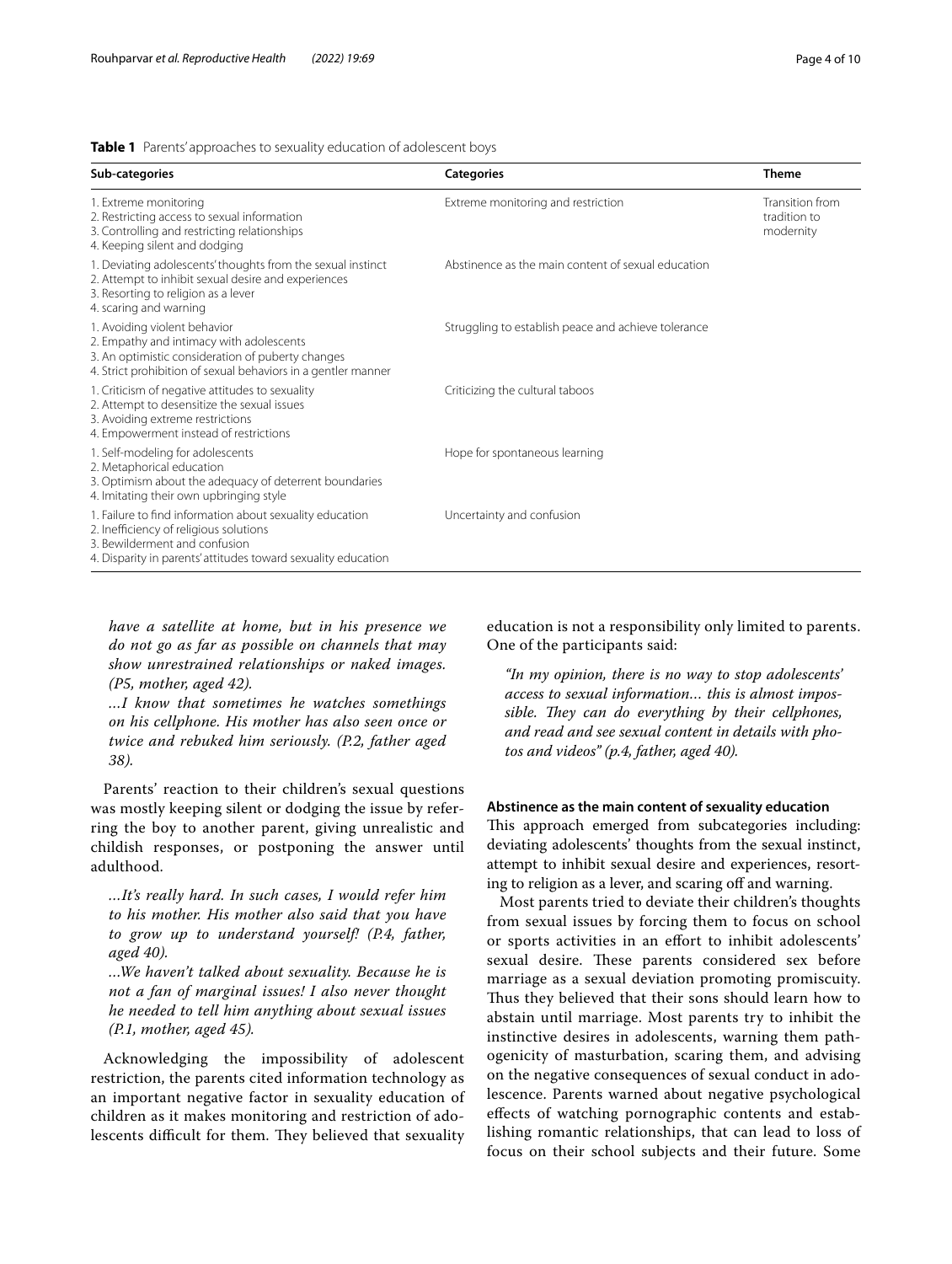**Table 1** Parents' approaches to sexuality education of adolescent boys

| Sub-categories | Categories | Theme |
|---|---|---|
| 1. Extreme monitoring<br>2. Restricting access to sexual information<br>3. Controlling and restricting relationships<br>4. Keeping silent and dodging | Extreme monitoring and restriction | Transition from tradition to modernity |
| 1. Deviating adolescents' thoughts from the sexual instinct<br>2. Attempt to inhibit sexual desire and experiences<br>3. Resorting to religion as a lever<br>4. scaring and warning | Abstinence as the main content of sexual education | |
| 1. Avoiding violent behavior<br>2. Empathy and intimacy with adolescents<br>3. An optimistic consideration of puberty changes<br>4. Strict prohibition of sexual behaviors in a gentler manner | Struggling to establish peace and achieve tolerance | |
| 1. Criticism of negative attitudes to sexuality<br>2. Attempt to desensitize the sexual issues<br>3. Avoiding extreme restrictions<br>4. Empowerment instead of restrictions | Criticizing the cultural taboos | |
| 1. Self-modeling for adolescents<br>2. Metaphorical education<br>3. Optimism about the adequacy of deterrent boundaries<br>4. Imitating their own upbringing style | Hope for spontaneous learning | |
| 1. Failure to find information about sexuality education<br>2. Inefficiency of religious solutions<br>3. Bewilderment and confusion<br>4. Disparity in parents' attitudes toward sexuality education | Uncertainty and confusion | |

*have a satellite at home, but in his presence we do not go as far as possible on channels that may show unrestrained relationships or naked images. (P5, mother, aged 42).*

*...I know that sometimes he watches somethings on his cellphone. His mother has also seen once or twice and rebuked him seriously. (P.2, father aged 38).*

Parents' reaction to their children's sexual questions was mostly keeping silent or dodging the issue by referring the boy to another parent, giving unrealistic and childish responses, or postponing the answer until adulthood.

*...It's really hard. In such cases, I would refer him to his mother. His mother also said that you have to grow up to understand yourself! (P.4, father, aged 40).*

*...We haven't talked about sexuality. Because he is not a fan of marginal issues! I also never thought he needed to tell him anything about sexual issues (P.1, mother, aged 45).*

Acknowledging the impossibility of adolescent restriction, the parents cited information technology as an important negative factor in sexuality education of children as it makes monitoring and restriction of adolescents difficult for them. They believed that sexuality education is not a responsibility only limited to parents. One of the participants said:

*"In my opinion, there is no way to stop adolescents' access to sexual information... this is almost impossible. They can do everything by their cellphones, and read and see sexual content in details with photos and videos" (p.4, father, aged 40).*

#### Abstinence as the main content of sexuality education

This approach emerged from subcategories including: deviating adolescents' thoughts from the sexual instinct, attempt to inhibit sexual desire and experiences, resorting to religion as a lever, and scaring off and warning.

Most parents tried to deviate their children's thoughts from sexual issues by forcing them to focus on school or sports activities in an effort to inhibit adolescents' sexual desire. These parents considered sex before marriage as a sexual deviation promoting promiscuity. Thus they believed that their sons should learn how to abstain until marriage. Most parents try to inhibit the instinctive desires in adolescents, warning them pathogenicity of masturbation, scaring them, and advising on the negative consequences of sexual conduct in adolescence. Parents warned about negative psychological effects of watching pornographic contents and establishing romantic relationships, that can lead to loss of focus on their school subjects and their future. Some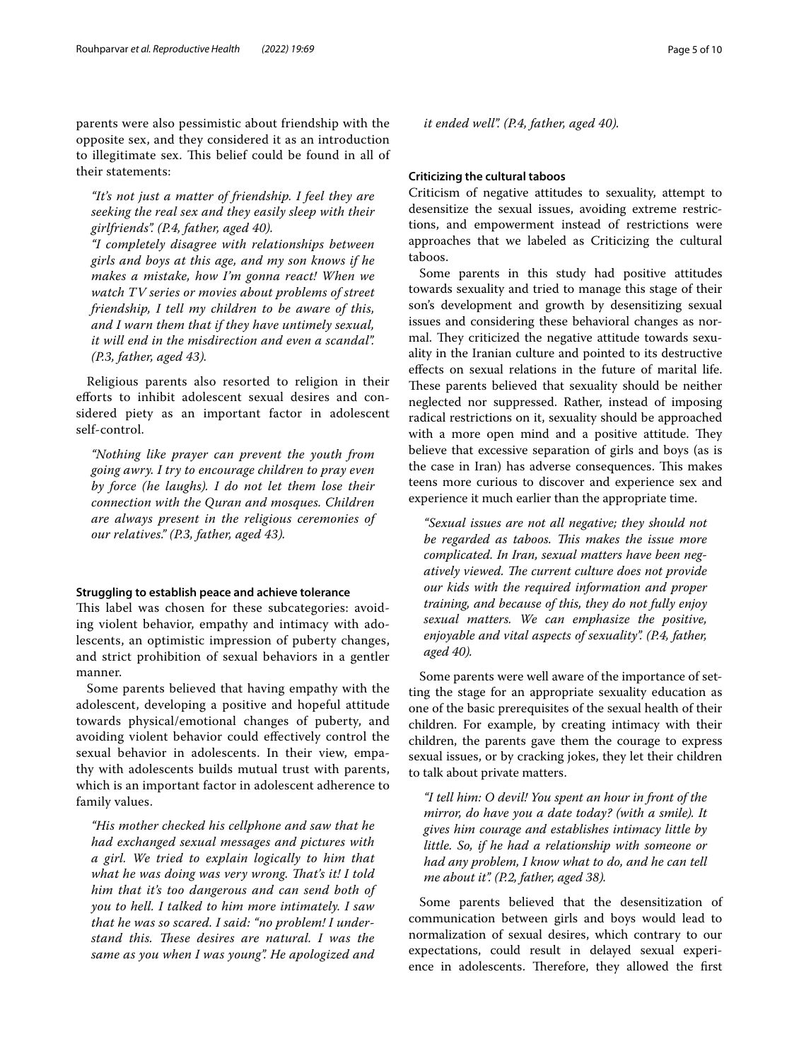parents were also pessimistic about friendship with the opposite sex, and they considered it as an introduction to illegitimate sex. This belief could be found in all of their statements:

> *"It's not just a matter of friendship. I feel they are seeking the real sex and they easily sleep with their girlfriends". (P.4, father, aged 40).*
>
> *"I completely disagree with relationships between girls and boys at this age, and my son knows if he makes a mistake, how I'm gonna react! When we watch TV series or movies about problems of street friendship, I tell my children to be aware of this, and I warn them that if they have untimely sexual, it will end in the misdirection and even a scandal". (P.3, father, aged 43).*

Religious parents also resorted to religion in their efforts to inhibit adolescent sexual desires and considered piety as an important factor in adolescent self-control.

> *"Nothing like prayer can prevent the youth from going awry. I try to encourage children to pray even by force (he laughs). I do not let them lose their connection with the Quran and mosques. Children are always present in the religious ceremonies of our relatives." (P.3, father, aged 43).*

#### Struggling to establish peace and achieve tolerance

This label was chosen for these subcategories: avoiding violent behavior, empathy and intimacy with adolescents, an optimistic impression of puberty changes, and strict prohibition of sexual behaviors in a gentler manner.

Some parents believed that having empathy with the adolescent, developing a positive and hopeful attitude towards physical/emotional changes of puberty, and avoiding violent behavior could effectively control the sexual behavior in adolescents. In their view, empathy with adolescents builds mutual trust with parents, which is an important factor in adolescent adherence to family values.

> *"His mother checked his cellphone and saw that he had exchanged sexual messages and pictures with a girl. We tried to explain logically to him that what he was doing was very wrong. That's it! I told him that it's too dangerous and can send both of you to hell. I talked to him more intimately. I saw that he was so scared. I said: "no problem! I understand this. These desires are natural. I was the same as you when I was young". He apologized and it ended well". (P.4, father, aged 40).*

#### Criticizing the cultural taboos

Criticism of negative attitudes to sexuality, attempt to desensitize the sexual issues, avoiding extreme restrictions, and empowerment instead of restrictions were approaches that we labeled as Criticizing the cultural taboos.

Some parents in this study had positive attitudes towards sexuality and tried to manage this stage of their son's development and growth by desensitizing sexual issues and considering these behavioral changes as normal. They criticized the negative attitude towards sexuality in the Iranian culture and pointed to its destructive effects on sexual relations in the future of marital life. These parents believed that sexuality should be neither neglected nor suppressed. Rather, instead of imposing radical restrictions on it, sexuality should be approached with a more open mind and a positive attitude. They believe that excessive separation of girls and boys (as is the case in Iran) has adverse consequences. This makes teens more curious to discover and experience sex and experience it much earlier than the appropriate time.

> *"Sexual issues are not all negative; they should not be regarded as taboos. This makes the issue more complicated. In Iran, sexual matters have been negatively viewed. The current culture does not provide our kids with the required information and proper training, and because of this, they do not fully enjoy sexual matters. We can emphasize the positive, enjoyable and vital aspects of sexuality". (P.4, father, aged 40).*

Some parents were well aware of the importance of setting the stage for an appropriate sexuality education as one of the basic prerequisites of the sexual health of their children. For example, by creating intimacy with their children, the parents gave them the courage to express sexual issues, or by cracking jokes, they let their children to talk about private matters.

> *"I tell him: O devil! You spent an hour in front of the mirror, do have you a date today? (with a smile). It gives him courage and establishes intimacy little by little. So, if he had a relationship with someone or had any problem, I know what to do, and he can tell me about it". (P.2, father, aged 38).*

Some parents believed that the desensitization of communication between girls and boys would lead to normalization of sexual desires, which contrary to our expectations, could result in delayed sexual experience in adolescents. Therefore, they allowed the first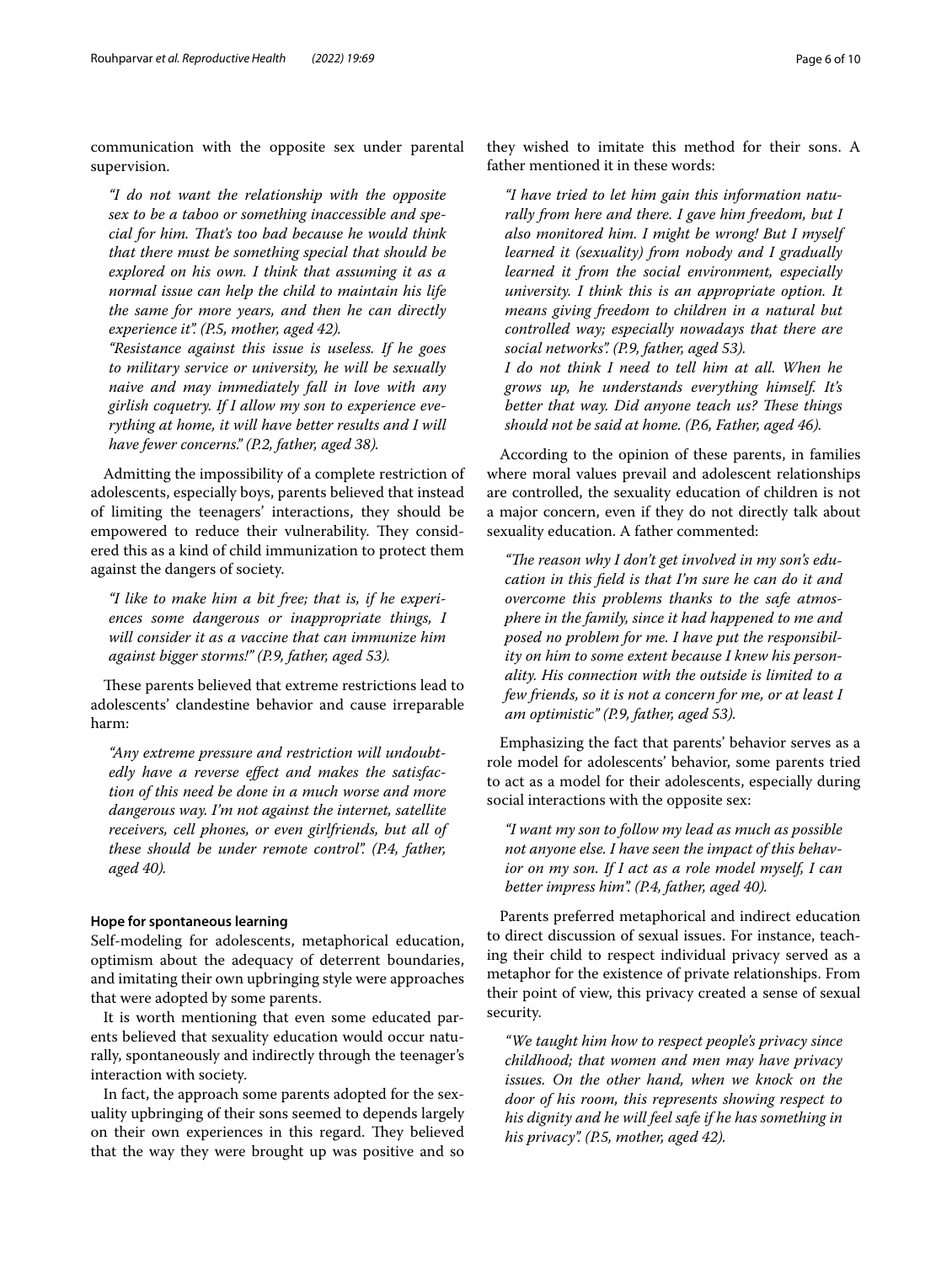communication with the opposite sex under parental supervision.

> *"I do not want the relationship with the opposite sex to be a taboo or something inaccessible and special for him. That's too bad because he would think that there must be something special that should be explored on his own. I think that assuming it as a normal issue can help the child to maintain his life the same for more years, and then he can directly experience it". (P.5, mother, aged 42).*
>
> *"Resistance against this issue is useless. If he goes to military service or university, he will be sexually naive and may immediately fall in love with any girlish coquetry. If I allow my son to experience everything at home, it will have better results and I will have fewer concerns." (P.2, father, aged 38).*

Admitting the impossibility of a complete restriction of adolescents, especially boys, parents believed that instead of limiting the teenagers' interactions, they should be empowered to reduce their vulnerability. They considered this as a kind of child immunization to protect them against the dangers of society.

> *"I like to make him a bit free; that is, if he experiences some dangerous or inappropriate things, I will consider it as a vaccine that can immunize him against bigger storms!" (P.9, father, aged 53).*

These parents believed that extreme restrictions lead to adolescents' clandestine behavior and cause irreparable harm:

> *"Any extreme pressure and restriction will undoubtedly have a reverse effect and makes the satisfaction of this need be done in a much worse and more dangerous way. I'm not against the internet, satellite receivers, cell phones, or even girlfriends, but all of these should be under remote control". (P.4, father, aged 40).*

#### Hope for spontaneous learning

Self-modeling for adolescents, metaphorical education, optimism about the adequacy of deterrent boundaries, and imitating their own upbringing style were approaches that were adopted by some parents.

It is worth mentioning that even some educated parents believed that sexuality education would occur naturally, spontaneously and indirectly through the teenager's interaction with society.

In fact, the approach some parents adopted for the sexuality upbringing of their sons seemed to depends largely on their own experiences in this regard. They believed that the way they were brought up was positive and so they wished to imitate this method for their sons. A father mentioned it in these words:

> *"I have tried to let him gain this information naturally from here and there. I gave him freedom, but I also monitored him. I might be wrong! But I myself learned it (sexuality) from nobody and I gradually learned it from the social environment, especially university. I think this is an appropriate option. It means giving freedom to children in a natural but controlled way; especially nowadays that there are social networks". (P.9, father, aged 53).*
>
> *I do not think I need to tell him at all. When he grows up, he understands everything himself. It's better that way. Did anyone teach us? These things should not be said at home. (P.6, Father, aged 46).*

According to the opinion of these parents, in families where moral values prevail and adolescent relationships are controlled, the sexuality education of children is not a major concern, even if they do not directly talk about sexuality education. A father commented:

> *"The reason why I don't get involved in my son's education in this field is that I'm sure he can do it and overcome this problems thanks to the safe atmosphere in the family, since it had happened to me and posed no problem for me. I have put the responsibility on him to some extent because I knew his personality. His connection with the outside is limited to a few friends, so it is not a concern for me, or at least I am optimistic" (P.9, father, aged 53).*

Emphasizing the fact that parents' behavior serves as a role model for adolescents' behavior, some parents tried to act as a model for their adolescents, especially during social interactions with the opposite sex:

> *"I want my son to follow my lead as much as possible not anyone else. I have seen the impact of this behavior on my son. If I act as a role model myself, I can better impress him". (P.4, father, aged 40).*

Parents preferred metaphorical and indirect education to direct discussion of sexual issues. For instance, teaching their child to respect individual privacy served as a metaphor for the existence of private relationships. From their point of view, this privacy created a sense of sexual security.

> *"We taught him how to respect people's privacy since childhood; that women and men may have privacy issues. On the other hand, when we knock on the door of his room, this represents showing respect to his dignity and he will feel safe if he has something in his privacy". (P.5, mother, aged 42).*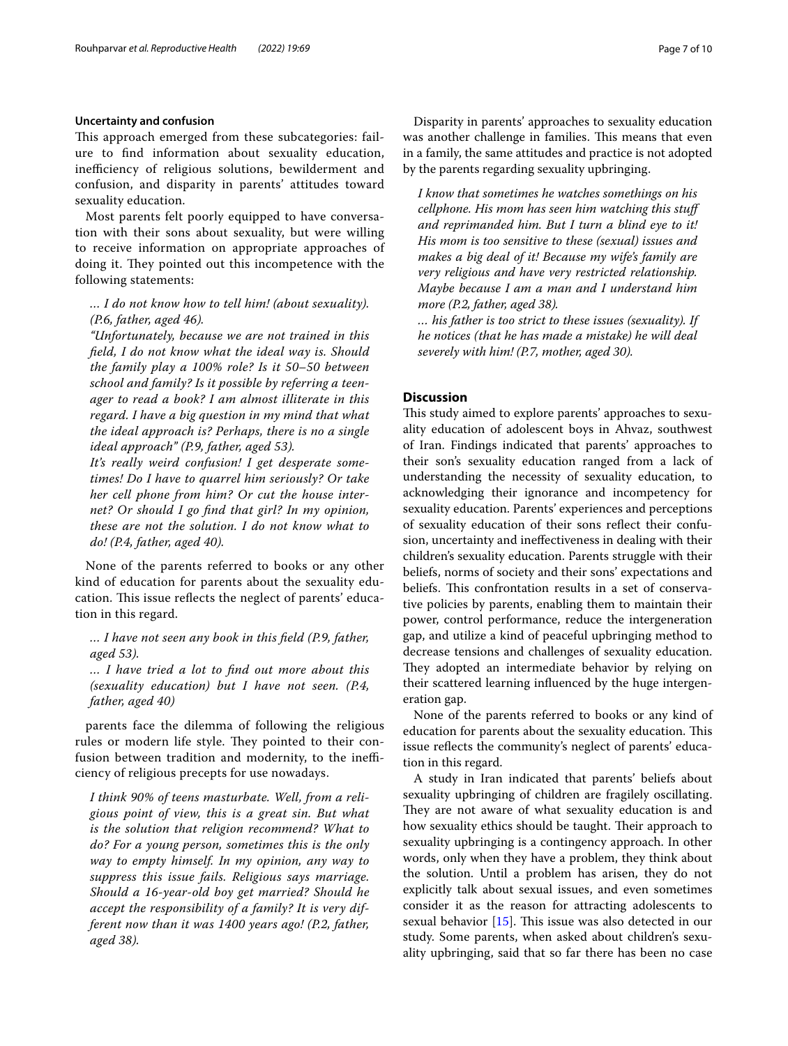### Uncertainty and confusion

This approach emerged from these subcategories: failure to find information about sexuality education, inefficiency of religious solutions, bewilderment and confusion, and disparity in parents' attitudes toward sexuality education.

Most parents felt poorly equipped to have conversation with their sons about sexuality, but were willing to receive information on appropriate approaches of doing it. They pointed out this incompetence with the following statements:

> *… I do not know how to tell him! (about sexuality). (P.6, father, aged 46).*
>
> *"Unfortunately, because we are not trained in this field, I do not know what the ideal way is. Should the family play a 100% role? Is it 50–50 between school and family? Is it possible by referring a teenager to read a book? I am almost illiterate in this regard. I have a big question in my mind that what the ideal approach is? Perhaps, there is no a single ideal approach" (P.9, father, aged 53).*
>
> *It's really weird confusion! I get desperate sometimes! Do I have to quarrel him seriously? Or take her cell phone from him? Or cut the house internet? Or should I go find that girl? In my opinion, these are not the solution. I do not know what to do! (P.4, father, aged 40).*

None of the parents referred to books or any other kind of education for parents about the sexuality education. This issue reflects the neglect of parents' education in this regard.

> *… I have not seen any book in this field (P.9, father, aged 53).*
>
> *… I have tried a lot to find out more about this (sexuality education) but I have not seen. (P.4, father, aged 40)*

parents face the dilemma of following the religious rules or modern life style. They pointed to their confusion between tradition and modernity, to the inefficiency of religious precepts for use nowadays.

> *I think 90% of teens masturbate. Well, from a religious point of view, this is a great sin. But what is the solution that religion recommend? What to do? For a young person, sometimes this is the only way to empty himself. In my opinion, any way to suppress this issue fails. Religious says marriage. Should a 16-year-old boy get married? Should he accept the responsibility of a family? It is very different now than it was 1400 years ago! (P.2, father, aged 38).*

Disparity in parents' approaches to sexuality education was another challenge in families. This means that even in a family, the same attitudes and practice is not adopted by the parents regarding sexuality upbringing.

> *I know that sometimes he watches somethings on his cellphone. His mom has seen him watching this stuff and reprimanded him. But I turn a blind eye to it! His mom is too sensitive to these (sexual) issues and makes a big deal of it! Because my wife's family are very religious and have very restricted relationship. Maybe because I am a man and I understand him more (P.2, father, aged 38).*
>
> *… his father is too strict to these issues (sexuality). If he notices (that he has made a mistake) he will deal severely with him! (P.7, mother, aged 30).*

## Discussion

This study aimed to explore parents' approaches to sexuality education of adolescent boys in Ahvaz, southwest of Iran. Findings indicated that parents' approaches to their son's sexuality education ranged from a lack of understanding the necessity of sexuality education, to acknowledging their ignorance and incompetency for sexuality education. Parents' experiences and perceptions of sexuality education of their sons reflect their confusion, uncertainty and ineffectiveness in dealing with their children's sexuality education. Parents struggle with their beliefs, norms of society and their sons' expectations and beliefs. This confrontation results in a set of conservative policies by parents, enabling them to maintain their power, control performance, reduce the intergeneration gap, and utilize a kind of peaceful upbringing method to decrease tensions and challenges of sexuality education. They adopted an intermediate behavior by relying on their scattered learning influenced by the huge intergeneration gap.

None of the parents referred to books or any kind of education for parents about the sexuality education. This issue reflects the community's neglect of parents' education in this regard.

A study in Iran indicated that parents' beliefs about sexuality upbringing of children are fragilely oscillating. They are not aware of what sexuality education is and how sexuality ethics should be taught. Their approach to sexuality upbringing is a contingency approach. In other words, only when they have a problem, they think about the solution. Until a problem has arisen, they do not explicitly talk about sexual issues, and even sometimes consider it as the reason for attracting adolescents to sexual behavior [15]. This issue was also detected in our study. Some parents, when asked about children's sexuality upbringing, said that so far there has been no case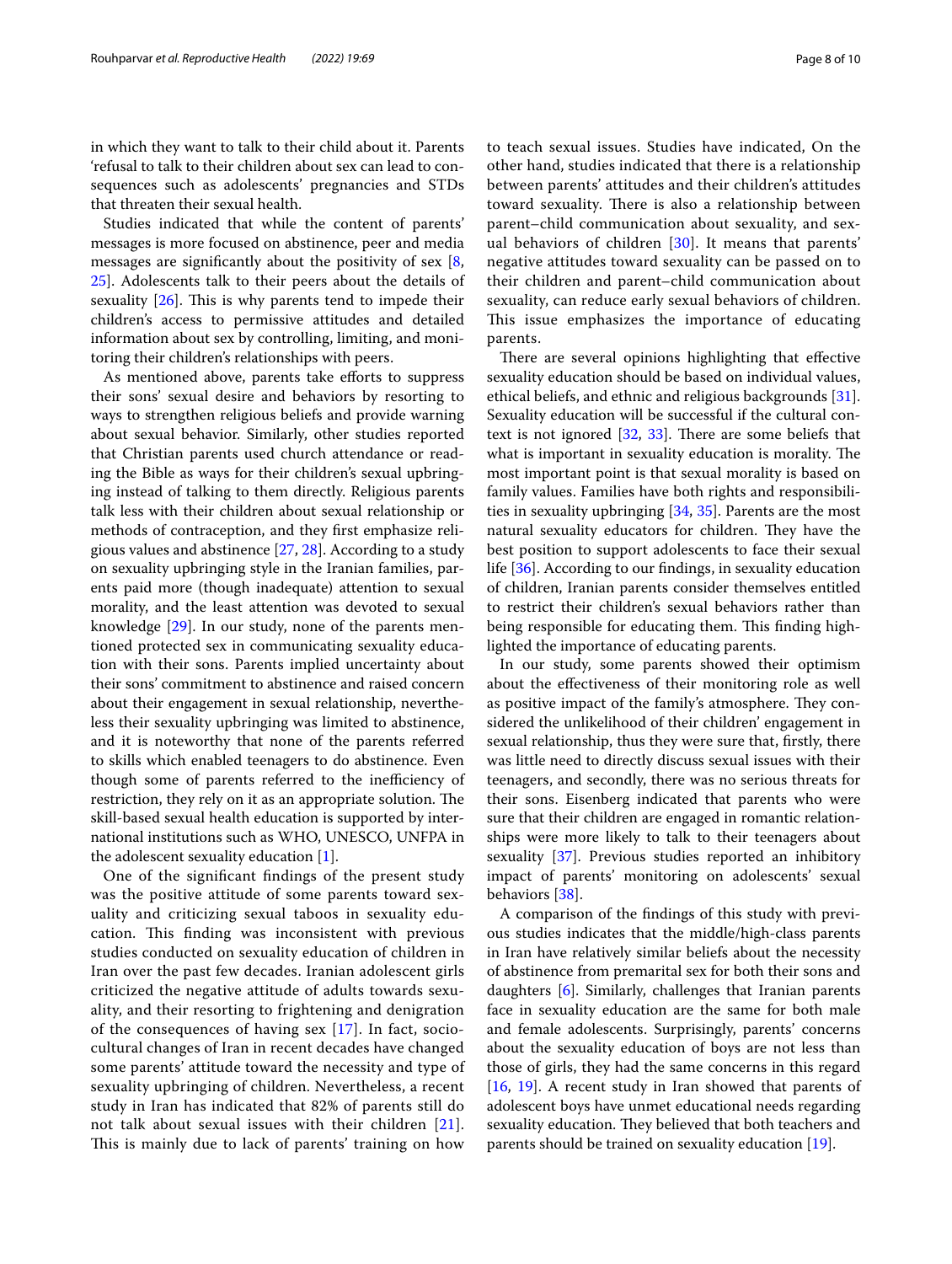in which they want to talk to their child about it. Parents 'refusal to talk to their children about sex can lead to consequences such as adolescents' pregnancies and STDs that threaten their sexual health.

Studies indicated that while the content of parents' messages is more focused on abstinence, peer and media messages are significantly about the positivity of sex [8, 25]. Adolescents talk to their peers about the details of sexuality [26]. This is why parents tend to impede their children's access to permissive attitudes and detailed information about sex by controlling, limiting, and monitoring their children's relationships with peers.

As mentioned above, parents take efforts to suppress their sons' sexual desire and behaviors by resorting to ways to strengthen religious beliefs and provide warning about sexual behavior. Similarly, other studies reported that Christian parents used church attendance or reading the Bible as ways for their children's sexual upbringing instead of talking to them directly. Religious parents talk less with their children about sexual relationship or methods of contraception, and they first emphasize religious values and abstinence [27, 28]. According to a study on sexuality upbringing style in the Iranian families, parents paid more (though inadequate) attention to sexual morality, and the least attention was devoted to sexual knowledge [29]. In our study, none of the parents mentioned protected sex in communicating sexuality education with their sons. Parents implied uncertainty about their sons' commitment to abstinence and raised concern about their engagement in sexual relationship, nevertheless their sexuality upbringing was limited to abstinence, and it is noteworthy that none of the parents referred to skills which enabled teenagers to do abstinence. Even though some of parents referred to the inefficiency of restriction, they rely on it as an appropriate solution. The skill-based sexual health education is supported by international institutions such as WHO, UNESCO, UNFPA in the adolescent sexuality education [1].

One of the significant findings of the present study was the positive attitude of some parents toward sexuality and criticizing sexual taboos in sexuality education. This finding was inconsistent with previous studies conducted on sexuality education of children in Iran over the past few decades. Iranian adolescent girls criticized the negative attitude of adults towards sexuality, and their resorting to frightening and denigration of the consequences of having sex [17]. In fact, sociocultural changes of Iran in recent decades have changed some parents' attitude toward the necessity and type of sexuality upbringing of children. Nevertheless, a recent study in Iran has indicated that 82% of parents still do not talk about sexual issues with their children [21]. This is mainly due to lack of parents' training on how to teach sexual issues. Studies have indicated, On the other hand, studies indicated that there is a relationship between parents' attitudes and their children's attitudes toward sexuality. There is also a relationship between parent–child communication about sexuality, and sexual behaviors of children [30]. It means that parents' negative attitudes toward sexuality can be passed on to their children and parent–child communication about sexuality, can reduce early sexual behaviors of children. This issue emphasizes the importance of educating parents.

There are several opinions highlighting that effective sexuality education should be based on individual values, ethical beliefs, and ethnic and religious backgrounds [31]. Sexuality education will be successful if the cultural context is not ignored [32, 33]. There are some beliefs that what is important in sexuality education is morality. The most important point is that sexual morality is based on family values. Families have both rights and responsibilities in sexuality upbringing [34, 35]. Parents are the most natural sexuality educators for children. They have the best position to support adolescents to face their sexual life [36]. According to our findings, in sexuality education of children, Iranian parents consider themselves entitled to restrict their children's sexual behaviors rather than being responsible for educating them. This finding highlighted the importance of educating parents.

In our study, some parents showed their optimism about the effectiveness of their monitoring role as well as positive impact of the family's atmosphere. They considered the unlikelihood of their children' engagement in sexual relationship, thus they were sure that, firstly, there was little need to directly discuss sexual issues with their teenagers, and secondly, there was no serious threats for their sons. Eisenberg indicated that parents who were sure that their children are engaged in romantic relationships were more likely to talk to their teenagers about sexuality [37]. Previous studies reported an inhibitory impact of parents' monitoring on adolescents' sexual behaviors [38].

A comparison of the findings of this study with previous studies indicates that the middle/high-class parents in Iran have relatively similar beliefs about the necessity of abstinence from premarital sex for both their sons and daughters [6]. Similarly, challenges that Iranian parents face in sexuality education are the same for both male and female adolescents. Surprisingly, parents' concerns about the sexuality education of boys are not less than those of girls, they had the same concerns in this regard [16, 19]. A recent study in Iran showed that parents of adolescent boys have unmet educational needs regarding sexuality education. They believed that both teachers and parents should be trained on sexuality education [19].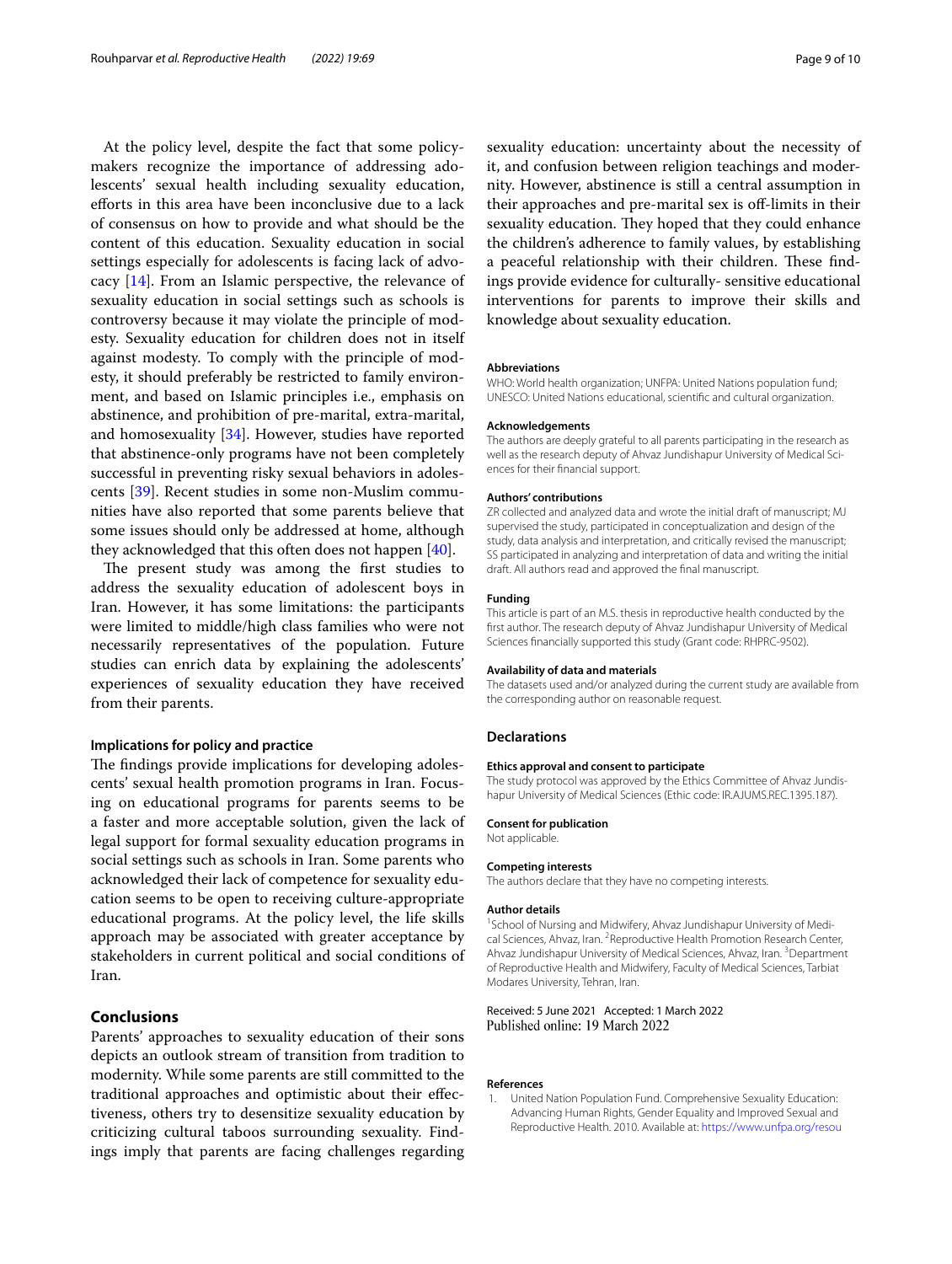At the policy level, despite the fact that some policymakers recognize the importance of addressing adolescents' sexual health including sexuality education, efforts in this area have been inconclusive due to a lack of consensus on how to provide and what should be the content of this education. Sexuality education in social settings especially for adolescents is facing lack of advocacy [14]. From an Islamic perspective, the relevance of sexuality education in social settings such as schools is controversy because it may violate the principle of modesty. Sexuality education for children does not in itself against modesty. To comply with the principle of modesty, it should preferably be restricted to family environment, and based on Islamic principles i.e., emphasis on abstinence, and prohibition of pre-marital, extra-marital, and homosexuality [34]. However, studies have reported that abstinence-only programs have not been completely successful in preventing risky sexual behaviors in adolescents [39]. Recent studies in some non-Muslim communities have also reported that some parents believe that some issues should only be addressed at home, although they acknowledged that this often does not happen [40].

The present study was among the first studies to address the sexuality education of adolescent boys in Iran. However, it has some limitations: the participants were limited to middle/high class families who were not necessarily representatives of the population. Future studies can enrich data by explaining the adolescents' experiences of sexuality education they have received from their parents.

### Implications for policy and practice

The findings provide implications for developing adolescents' sexual health promotion programs in Iran. Focusing on educational programs for parents seems to be a faster and more acceptable solution, given the lack of legal support for formal sexuality education programs in social settings such as schools in Iran. Some parents who acknowledged their lack of competence for sexuality education seems to be open to receiving culture-appropriate educational programs. At the policy level, the life skills approach may be associated with greater acceptance by stakeholders in current political and social conditions of Iran.

## Conclusions

Parents' approaches to sexuality education of their sons depicts an outlook stream of transition from tradition to modernity. While some parents are still committed to the traditional approaches and optimistic about their effectiveness, others try to desensitize sexuality education by criticizing cultural taboos surrounding sexuality. Findings imply that parents are facing challenges regarding sexuality education: uncertainty about the necessity of it, and confusion between religion teachings and modernity. However, abstinence is still a central assumption in their approaches and pre-marital sex is off-limits in their sexuality education. They hoped that they could enhance the children's adherence to family values, by establishing a peaceful relationship with their children. These findings provide evidence for culturally- sensitive educational interventions for parents to improve their skills and knowledge about sexuality education.

#### Abbreviations

WHO: World health organization; UNFPA: United Nations population fund; UNESCO: United Nations educational, scientific and cultural organization.

#### Acknowledgements

The authors are deeply grateful to all parents participating in the research as well as the research deputy of Ahvaz Jundishapur University of Medical Sciences for their financial support.

#### Authors' contributions

ZR collected and analyzed data and wrote the initial draft of manuscript; MJ supervised the study, participated in conceptualization and design of the study, data analysis and interpretation, and critically revised the manuscript; SS participated in analyzing and interpretation of data and writing the initial draft. All authors read and approved the final manuscript.

#### Funding

This article is part of an M.S. thesis in reproductive health conducted by the first author. The research deputy of Ahvaz Jundishapur University of Medical Sciences financially supported this study (Grant code: RHPRC-9502).

#### Availability of data and materials

The datasets used and/or analyzed during the current study are available from the corresponding author on reasonable request.

### Declarations

#### Ethics approval and consent to participate

The study protocol was approved by the Ethics Committee of Ahvaz Jundishapur University of Medical Sciences (Ethic code: IR.AJUMS.REC.1395.187).

#### Consent for publication

Not applicable.

#### Competing interests

The authors declare that they have no competing interests.

#### Author details

[1] School of Nursing and Midwifery, Ahvaz Jundishapur University of Medical Sciences, Ahvaz, Iran. [2] Reproductive Health Promotion Research Center, Ahvaz Jundishapur University of Medical Sciences, Ahvaz, Iran. [3] Department of Reproductive Health and Midwifery, Faculty of Medical Sciences, Tarbiat Modares University, Tehran, Iran.

Received: 5 June 2021 Accepted: 1 March 2022
Published online: 19 March 2022

#### References

1. United Nation Population Fund. Comprehensive Sexuality Education: Advancing Human Rights, Gender Equality and Improved Sexual and Reproductive Health. 2010. Available at: https://www.unfpa.org/resou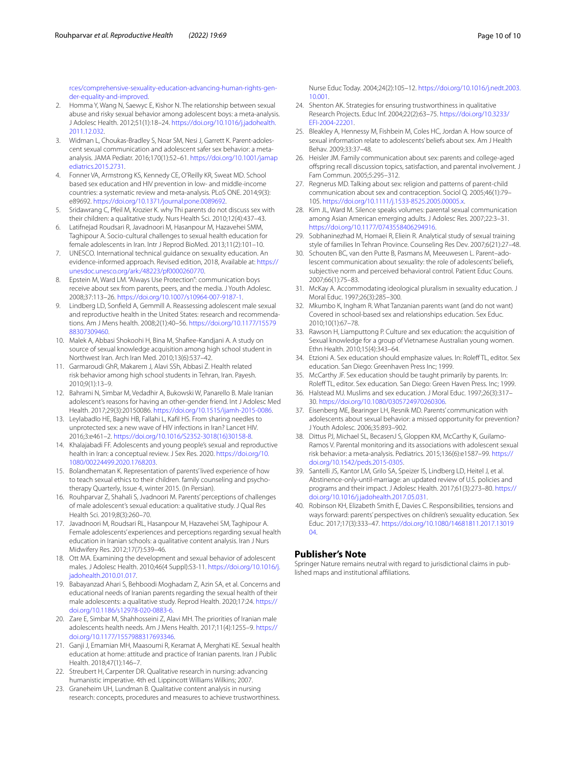rces/comprehensive-sexuality-education-advancing-human-rights-gender-equality-and-improved.

2. Homma Y, Wang N, Saewyc E, Kishor N. The relationship between sexual abuse and risky sexual behavior among adolescent boys: a meta-analysis. J Adolesc Health. 2012;51(1):18–24. https://doi.org/10.1016/j.jadohealth.2011.12.032.
3. Widman L, Choukas-Bradley S, Noar SM, Nesi J, Garrett K. Parent-adolescent sexual communication and adolescent safer sex behavior: a meta-analysis. JAMA Pediatr. 2016;170(1):52–61. https://doi.org/10.1001/jamapediatrics.2015.2731.
4. Fonner VA, Armstrong KS, Kennedy CE, O'Reilly KR, Sweat MD. School based sex education and HIV prevention in low- and middle-income countries: a systematic review and meta-analysis. PLoS ONE. 2014;9(3):e89692. https://doi.org/10.1371/journal.pone.0089692.
5. Sridawrang C, Pfeil M, Krozier K. why Thi parents do not discuss sex with their children: a qualitative study. Nurs Health Sci. 2010;12(4):437–43.
6. Latifnejad Roudsari R, Javadnoori M, Hasanpour M, Hazavehei SMM, Taghipour A. Socio-cultural challenges to sexual health education for female adolescents in Iran. Intr J Reprod BioMed. 2013;11(2):101–10.
7. UNESCO. International technical guidance on sexuality education. An evidence-informed approach. Revised edition, 2018, Available at: https://unesdoc.unesco.org/ark:/48223/pf0000260770.
8. Epstein M, Ward LM. "Always Use Protection": communication boys receive about sex from parents, peers, and the media. J Youth Adolesc. 2008;37:113–26. https://doi.org/10.1007/s10964-007-9187-1.
9. Lindberg LD, Sonfield A, Gemmill A. Reassessing adolescent male sexual and reproductive health in the United States: research and recommendations. Am J Mens health. 2008;2(1):40–56. https://doi.org/10.1177/1557988307309460.
10. Malek A, Abbasi Shokoohi H, Bina M, Shafiee-Kandjani A. A study on source of sexual knowledge acquisition among high school student in Northwest Iran. Arch Iran Med. 2010;13(6):537–42.
11. Garmaroudi GhR, Makarem J, Alavi SSh, Abbasi Z. Health related risk behavior among high school students in Tehran, Iran. Payesh. 2010;9(1):13–9.
12. Bahrami N, Simbar M, Vedadhir A, Bukowski W, Panarello B. Male Iranian adolescent's reasons for having an other-gender friend. Int J Adolesc Med Health. 2017;29(3):20150086. https://doi.org/10.1515/ijamh-2015-0086.
13. Leylabadlo HE, Baghi HB, Fallahi L, Kafil HS. From sharing needles to unprotected sex: a new wave of HIV infections in Iran? Lancet HIV. 2016;3:e461–2. https://doi.org/10.1016/S2352-3018(16)30158-8.
14. Khalajabadi FF. Adolescents and young people's sexual and reproductive health in Iran: a conceptual review. J Sex Res. 2020. https://doi.org/10.1080/00224499.2020.1768203.
15. Bolandhematan K. Representation of parents' lived experience of how to teach sexual ethics to their children. family counseling and psychotherapy Quarterly, Issue 4, winter 2015. (In Persian).
16. Rouhparvar Z, Shahali S, Jvadnoori M. Parents' perceptions of challenges of male adolescent's sexual education: a qualitative study. J Qual Res Health Sci. 2019;8(3):260–70.
17. Javadnoori M, Roudsari RL, Hasanpour M, Hazavehei SM, Taghipour A. Female adolescents' experiences and perceptions regarding sexual health education in Iranian schools: a qualitative content analysis. Iran J Nurs Midwifery Res. 2012;17(7):539–46.
18. Ott MA. Examining the development and sexual behavior of adolescent males. J Adolesc Health. 2010;46(4 Suppl):S3-11. https://doi.org/10.1016/j.jadohealth.2010.01.017.
19. Babayanzad Ahari S, Behboodi Moghadam Z, Azin SA, et al. Concerns and educational needs of Iranian parents regarding the sexual health of their male adolescents: a qualitative study. Reprod Health. 2020;17:24. https://doi.org/10.1186/s12978-020-0883-6.
20. Zare E, Simbar M, Shahhosseini Z, Alavi MH. The priorities of Iranian male adolescents health needs. Am J Mens Health. 2017;11(4):1255–9. https://doi.org/10.1177/1557988317693346.
21. Ganji J, Emamian MH, Maasoumi R, Keramat A, Merghati KE. Sexual health education at home: attitude and practice of Iranian parents. Iran J Public Health. 2018;47(1):146–7.
22. Streubert H, Carpenter DR. Qualitative research in nursing: advancing humanistic imperative. 4th ed. Lippincott Williams Wilkins; 2007.
23. Graneheim UH, Lundman B. Qualitative content analysis in nursing research: concepts, procedures and measures to achieve trustworthiness. Nurse Educ Today. 2004;24(2):105–12. https://doi.org/10.1016/j.nedt.2003.10.001.
24. Shenton AK. Strategies for ensuring trustworthiness in qualitative Research Projects. Educ Inf. 2004;22(2):63–75. https://doi.org/10.3233/EFI-2004-22201.
25. Bleakley A, Hennessy M, Fishbein M, Coles HC, Jordan A. How source of sexual information relate to adolescents' beliefs about sex. Am J Health Behav. 2009;33:37–48.
26. Heisler JM. Family communication about sex: parents and college-aged offspring recall discussion topics, satisfaction, and parental involvement. J Fam Commun. 2005;5:295–312.
27. Regnerus MD. Talking about sex: religion and patterns of parent-child communication about sex and contraception. Sociol Q. 2005;46(1):79–105. https://doi.org/10.1111/j.1533-8525.2005.00005.x.
28. Kim JL, Ward M. Silence speaks volumes: parental sexual communication among Asian American emerging adults. J Adolesc Res. 2007;22:3–31. https://doi.org/10.1177/0743558406294916.
29. Sobhaninezhad M, Homaei R, Eliein R. Analytical study of sexual training style of families In Tehran Province. Counseling Res Dev. 2007;6(21):27–48.
30. Schouten BC, van den Putte B, Pasmans M, Meeuwesen L. Parent–adolescent communication about sexuality: the role of adolescents' beliefs, subjective norm and perceived behavioral control. Patient Educ Couns. 2007;66(1):75–83.
31. McKay A. Accommodating ideological pluralism in sexuality education. J Moral Educ. 1997;26(3):285–300.
32. Mkumbo K, Ingham R. What Tanzanian parents want (and do not want) Covered in school-based sex and relationships education. Sex Educ. 2010;10(1):67–78.
33. Rawson H, Liamputtong P. Culture and sex education: the acquisition of Sexual knowledge for a group of Vietnamese Australian young women. Ethn Health. 2010;15(4):343–64.
34. Etzioni A. Sex education should emphasize values. In: Roleff TL, editor. Sex education. San Diego: Greenhaven Press Inc; 1999.
35. McCarthy JF. Sex education should be taught primarily by parents. In: Roleff TL, editor. Sex education. San Diego: Green Haven Press. Inc; 1999.
36. Halstead MJ. Muslims and sex education. J Moral Educ. 1997;26(3):317–30. https://doi.org/10.1080/0305724970260306.
37. Eisenberg ME, Bearinger LH, Resnik MD. Parents' communication with adolescents about sexual behavior: a missed opportunity for prevention? J Youth Adolesc. 2006;35:893–902.
38. Dittus PJ, Michael SL, BecasenJ S, Gloppen KM, McCarthy K, Guilamo-Ramos V. Parental monitoring and its associations with adolescent sexual risk behavior: a meta-analysis. Pediatrics. 2015;136(6):e1587–99. https://doi.org/10.1542/peds.2015-0305.
39. Santelli JS, Kantor LM, Grilo SA, Speizer IS, Lindberg LD, Heitel J, et al. Abstinence-only-until-marriage: an updated review of U.S. policies and programs and their impact. J Adolesc Health. 2017;61(3):273–80. https://doi.org/10.1016/j.jadohealth.2017.05.031.
40. Robinson KH, Elizabeth Smith E, Davies C. Responsibilities, tensions and ways forward: parents' perspectives on children's sexuality education. Sex Educ. 2017;17(3):333–47. https://doi.org/10.1080/14681811.2017.1301904.

## Publisher's Note

Springer Nature remains neutral with regard to jurisdictional claims in published maps and institutional affiliations.